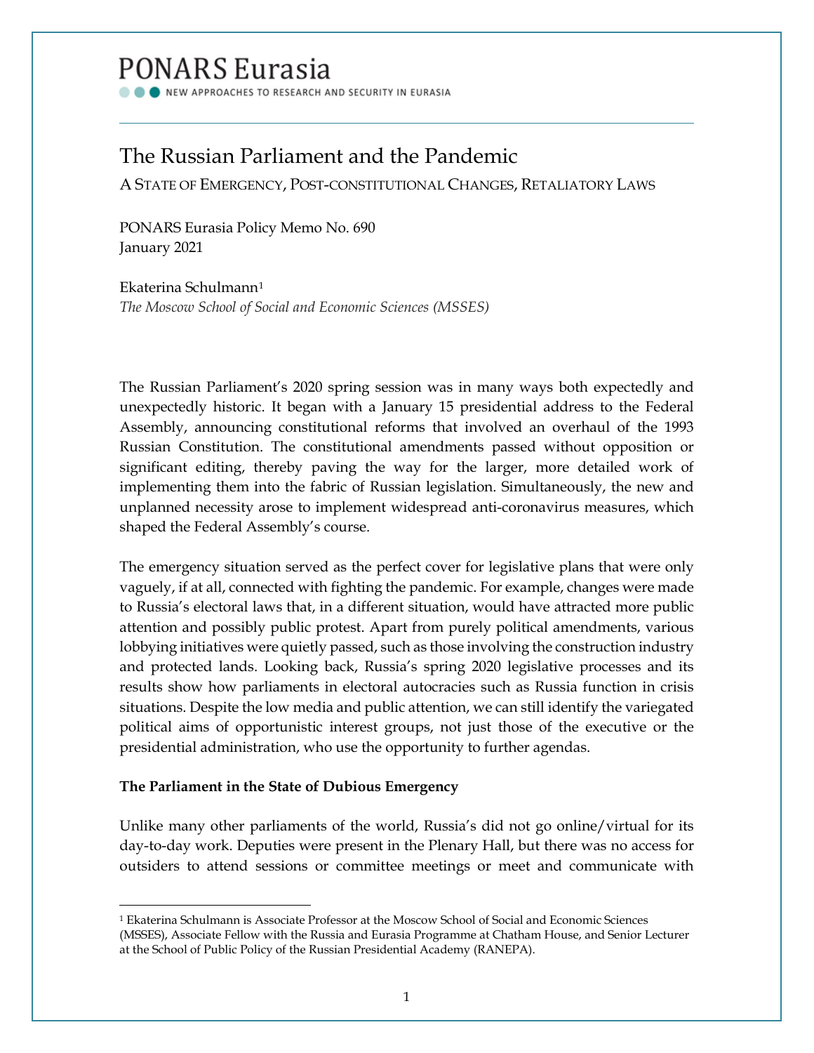PONARS Eurasia

NEW APPROACHES TO RESEARCH AND SECURITY IN EURASIA

# The Russian Parliament and the Pandemic

A STATE OF EMERGENCY, POST-CONSTITUTIONAL CHANGES, RETALIATORY LAWS

PONARS Eurasia Policy Memo No. 690
January 2021

Ekaterina Schulmann[1]
*The Moscow School of Social and Economic Sciences (MSSES)*

The Russian Parliament's 2020 spring session was in many ways both expectedly and unexpectedly historic. It began with a January 15 presidential address to the Federal Assembly, announcing constitutional reforms that involved an overhaul of the 1993 Russian Constitution. The constitutional amendments passed without opposition or significant editing, thereby paving the way for the larger, more detailed work of implementing them into the fabric of Russian legislation. Simultaneously, the new and unplanned necessity arose to implement widespread anti-coronavirus measures, which shaped the Federal Assembly's course.

The emergency situation served as the perfect cover for legislative plans that were only vaguely, if at all, connected with fighting the pandemic. For example, changes were made to Russia's electoral laws that, in a different situation, would have attracted more public attention and possibly public protest. Apart from purely political amendments, various lobbying initiatives were quietly passed, such as those involving the construction industry and protected lands. Looking back, Russia's spring 2020 legislative processes and its results show how parliaments in electoral autocracies such as Russia function in crisis situations. Despite the low media and public attention, we can still identify the variegated political aims of opportunistic interest groups, not just those of the executive or the presidential administration, who use the opportunity to further agendas.

**The Parliament in the State of Dubious Emergency**

Unlike many other parliaments of the world, Russia's did not go online/virtual for its day-to-day work. Deputies were present in the Plenary Hall, but there was no access for outsiders to attend sessions or committee meetings or meet and communicate with

[1] Ekaterina Schulmann is Associate Professor at the Moscow School of Social and Economic Sciences (MSSES), Associate Fellow with the Russia and Eurasia Programme at Chatham House, and Senior Lecturer at the School of Public Policy of the Russian Presidential Academy (RANEPA).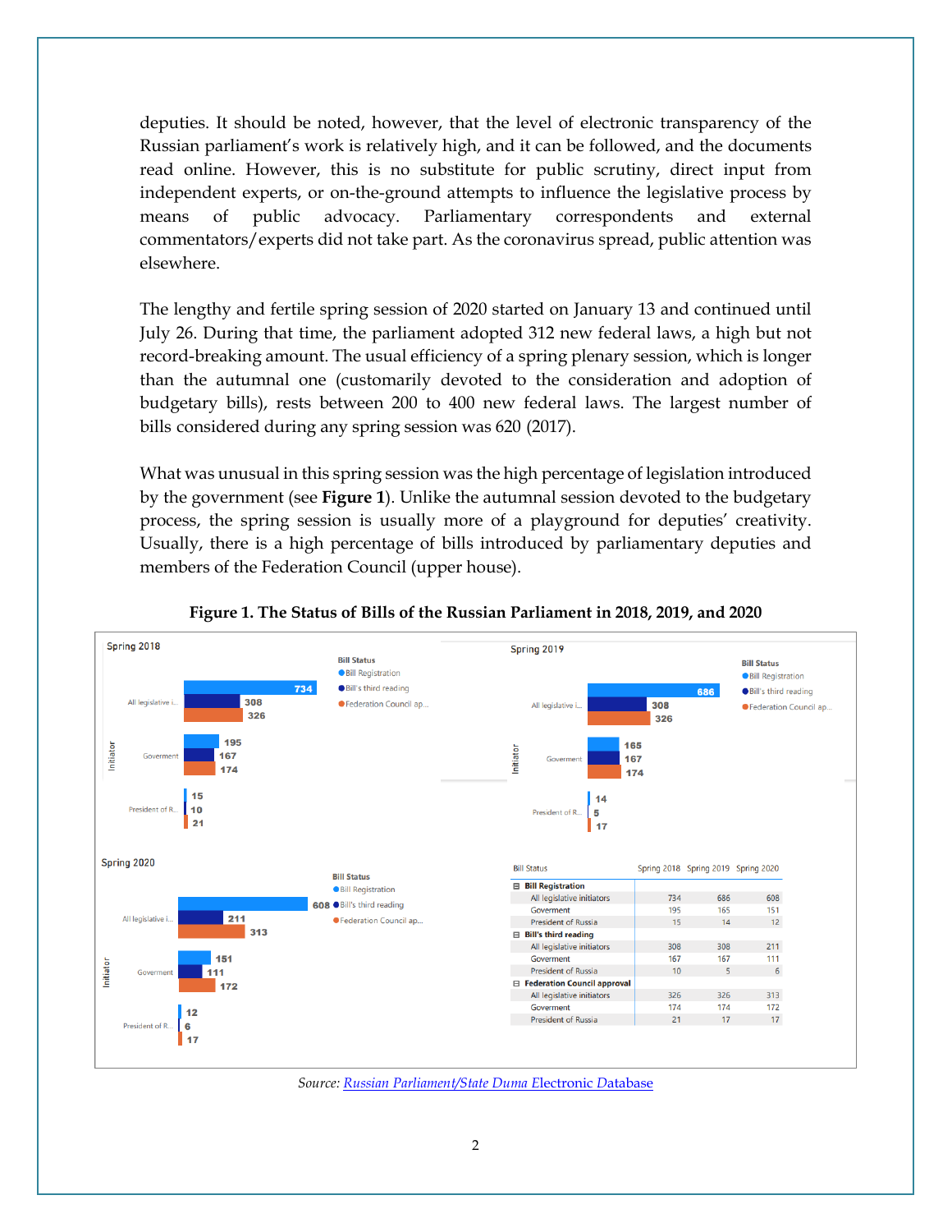deputies. It should be noted, however, that the level of electronic transparency of the Russian parliament's work is relatively high, and it can be followed, and the documents read online. However, this is no substitute for public scrutiny, direct input from independent experts, or on-the-ground attempts to influence the legislative process by means of public advocacy. Parliamentary correspondents and external commentators/experts did not take part. As the coronavirus spread, public attention was elsewhere.

The lengthy and fertile spring session of 2020 started on January 13 and continued until July 26. During that time, the parliament adopted 312 new federal laws, a high but not record-breaking amount. The usual efficiency of a spring plenary session, which is longer than the autumnal one (customarily devoted to the consideration and adoption of budgetary bills), rests between 200 to 400 new federal laws. The largest number of bills considered during any spring session was 620 (2017).

What was unusual in this spring session was the high percentage of legislation introduced by the government (see **Figure 1**). Unlike the autumnal session devoted to the budgetary process, the spring session is usually more of a playground for deputies' creativity. Usually, there is a high percentage of bills introduced by parliamentary deputies and members of the Federation Council (upper house).

**Figure 1. The Status of Bills of the Russian Parliament in 2018, 2019, and 2020**

| Bill Status | Spring 2018 | Spring 2019 | Spring 2020 |
|---|---|---|---|
| **Bill Registration** | | | |
| All legislative initiators | 734 | 686 | 608 |
| Goverment | 195 | 165 | 151 |
| President of Russia | 15 | 14 | 12 |
| **Bill's third reading** | | | |
| All legislative initiators | 308 | 308 | 211 |
| Goverment | 167 | 167 | 111 |
| President of Russia | 10 | 5 | 6 |
| **Federation Council approval** | | | |
| All legislative initiators | 326 | 326 | 313 |
| Goverment | 174 | 174 | 172 |
| President of Russia | 21 | 17 | 17 |

*Source:* Russian Parliament/State Duma Electronic Database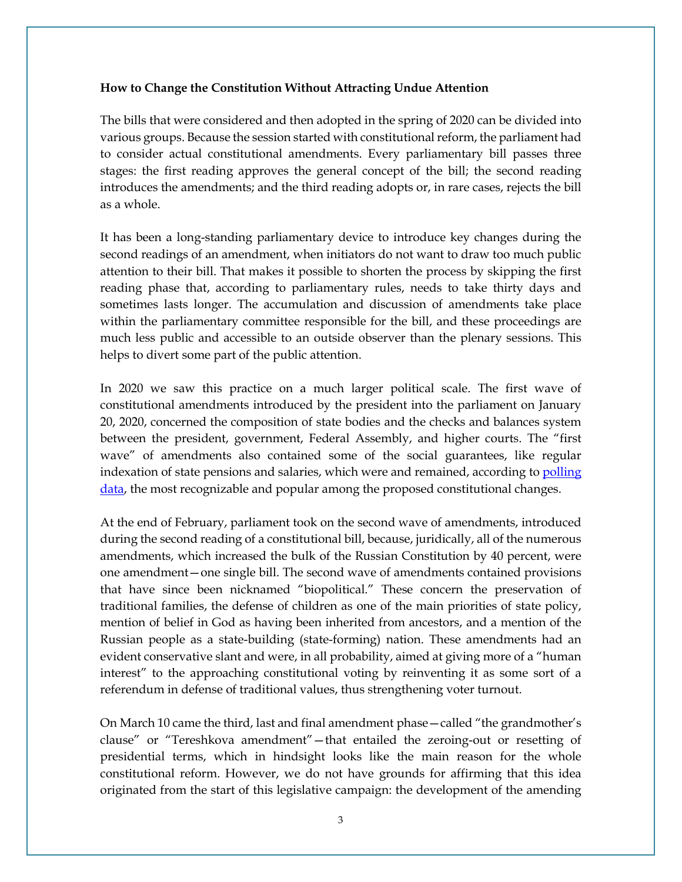**How to Change the Constitution Without Attracting Undue Attention**

The bills that were considered and then adopted in the spring of 2020 can be divided into various groups. Because the session started with constitutional reform, the parliament had to consider actual constitutional amendments. Every parliamentary bill passes three stages: the first reading approves the general concept of the bill; the second reading introduces the amendments; and the third reading adopts or, in rare cases, rejects the bill as a whole.

It has been a long-standing parliamentary device to introduce key changes during the second readings of an amendment, when initiators do not want to draw too much public attention to their bill. That makes it possible to shorten the process by skipping the first reading phase that, according to parliamentary rules, needs to take thirty days and sometimes lasts longer. The accumulation and discussion of amendments take place within the parliamentary committee responsible for the bill, and these proceedings are much less public and accessible to an outside observer than the plenary sessions. This helps to divert some part of the public attention.

In 2020 we saw this practice on a much larger political scale. The first wave of constitutional amendments introduced by the president into the parliament on January 20, 2020, concerned the composition of state bodies and the checks and balances system between the president, government, Federal Assembly, and higher courts. The "first wave" of amendments also contained some of the social guarantees, like regular indexation of state pensions and salaries, which were and remained, according to polling data, the most recognizable and popular among the proposed constitutional changes.

At the end of February, parliament took on the second wave of amendments, introduced during the second reading of a constitutional bill, because, juridically, all of the numerous amendments, which increased the bulk of the Russian Constitution by 40 percent, were one amendment—one single bill. The second wave of amendments contained provisions that have since been nicknamed "biopolitical." These concern the preservation of traditional families, the defense of children as one of the main priorities of state policy, mention of belief in God as having been inherited from ancestors, and a mention of the Russian people as a state-building (state-forming) nation. These amendments had an evident conservative slant and were, in all probability, aimed at giving more of a "human interest" to the approaching constitutional voting by reinventing it as some sort of a referendum in defense of traditional values, thus strengthening voter turnout.

On March 10 came the third, last and final amendment phase—called "the grandmother's clause" or "Tereshkova amendment"—that entailed the zeroing-out or resetting of presidential terms, which in hindsight looks like the main reason for the whole constitutional reform. However, we do not have grounds for affirming that this idea originated from the start of this legislative campaign: the development of the amending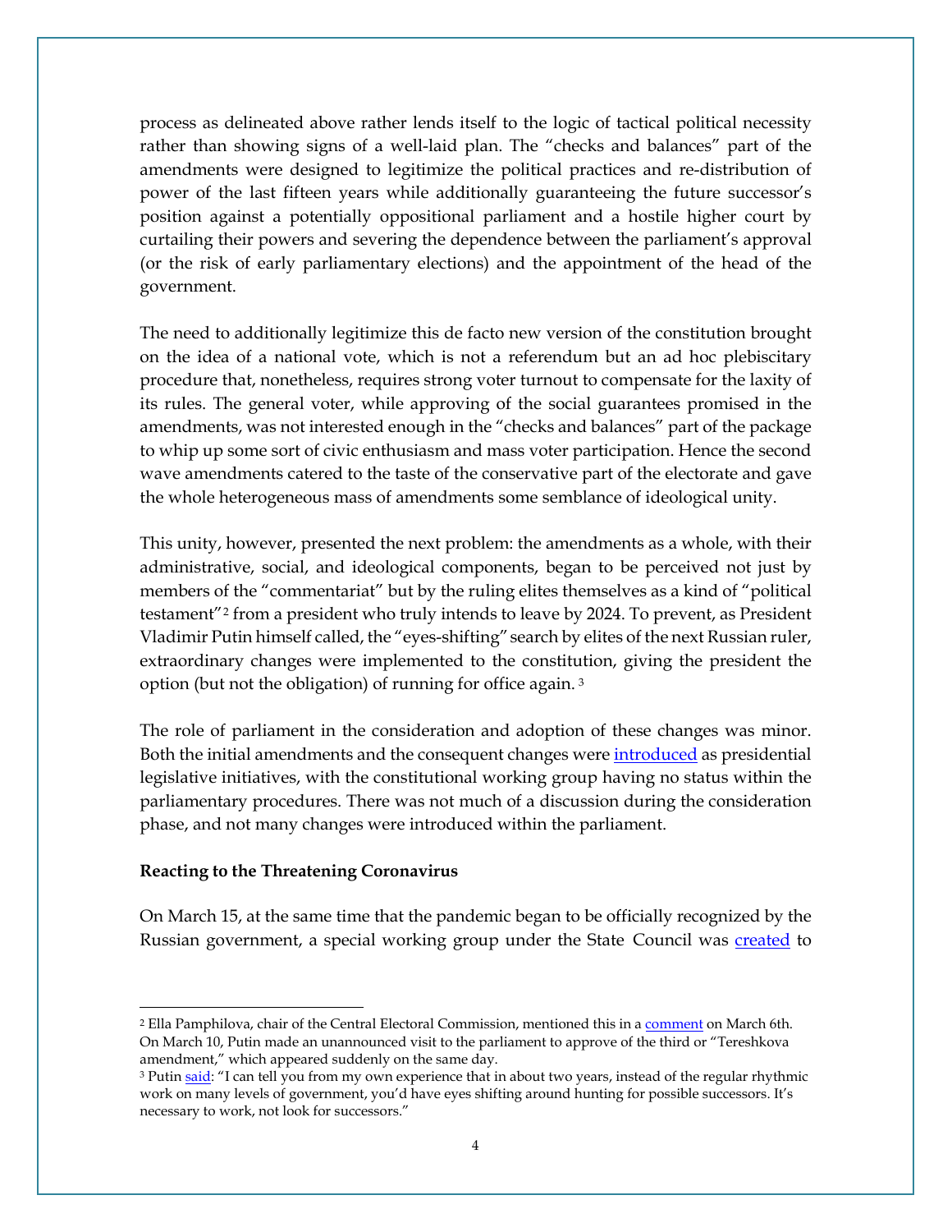process as delineated above rather lends itself to the logic of tactical political necessity rather than showing signs of a well-laid plan. The "checks and balances" part of the amendments were designed to legitimize the political practices and re-distribution of power of the last fifteen years while additionally guaranteeing the future successor's position against a potentially oppositional parliament and a hostile higher court by curtailing their powers and severing the dependence between the parliament's approval (or the risk of early parliamentary elections) and the appointment of the head of the government.

The need to additionally legitimize this de facto new version of the constitution brought on the idea of a national vote, which is not a referendum but an ad hoc plebiscitary procedure that, nonetheless, requires strong voter turnout to compensate for the laxity of its rules. The general voter, while approving of the social guarantees promised in the amendments, was not interested enough in the "checks and balances" part of the package to whip up some sort of civic enthusiasm and mass voter participation. Hence the second wave amendments catered to the taste of the conservative part of the electorate and gave the whole heterogeneous mass of amendments some semblance of ideological unity.

This unity, however, presented the next problem: the amendments as a whole, with their administrative, social, and ideological components, began to be perceived not just by members of the "commentariat" but by the ruling elites themselves as a kind of "political testament"[2] from a president who truly intends to leave by 2024. To prevent, as President Vladimir Putin himself called, the "eyes-shifting" search by elites of the next Russian ruler, extraordinary changes were implemented to the constitution, giving the president the option (but not the obligation) of running for office again. [3]

The role of parliament in the consideration and adoption of these changes was minor. Both the initial amendments and the consequent changes were introduced as presidential legislative initiatives, with the constitutional working group having no status within the parliamentary procedures. There was not much of a discussion during the consideration phase, and not many changes were introduced within the parliament.

**Reacting to the Threatening Coronavirus**

On March 15, at the same time that the pandemic began to be officially recognized by the Russian government, a special working group under the State Council was created to

---

[2] Ella Pamphilova, chair of the Central Electoral Commission, mentioned this in a comment on March 6th. On March 10, Putin made an unannounced visit to the parliament to approve of the third or "Tereshkova amendment," which appeared suddenly on the same day.

[3] Putin said: "I can tell you from my own experience that in about two years, instead of the regular rhythmic work on many levels of government, you'd have eyes shifting around hunting for possible successors. It's necessary to work, not look for successors."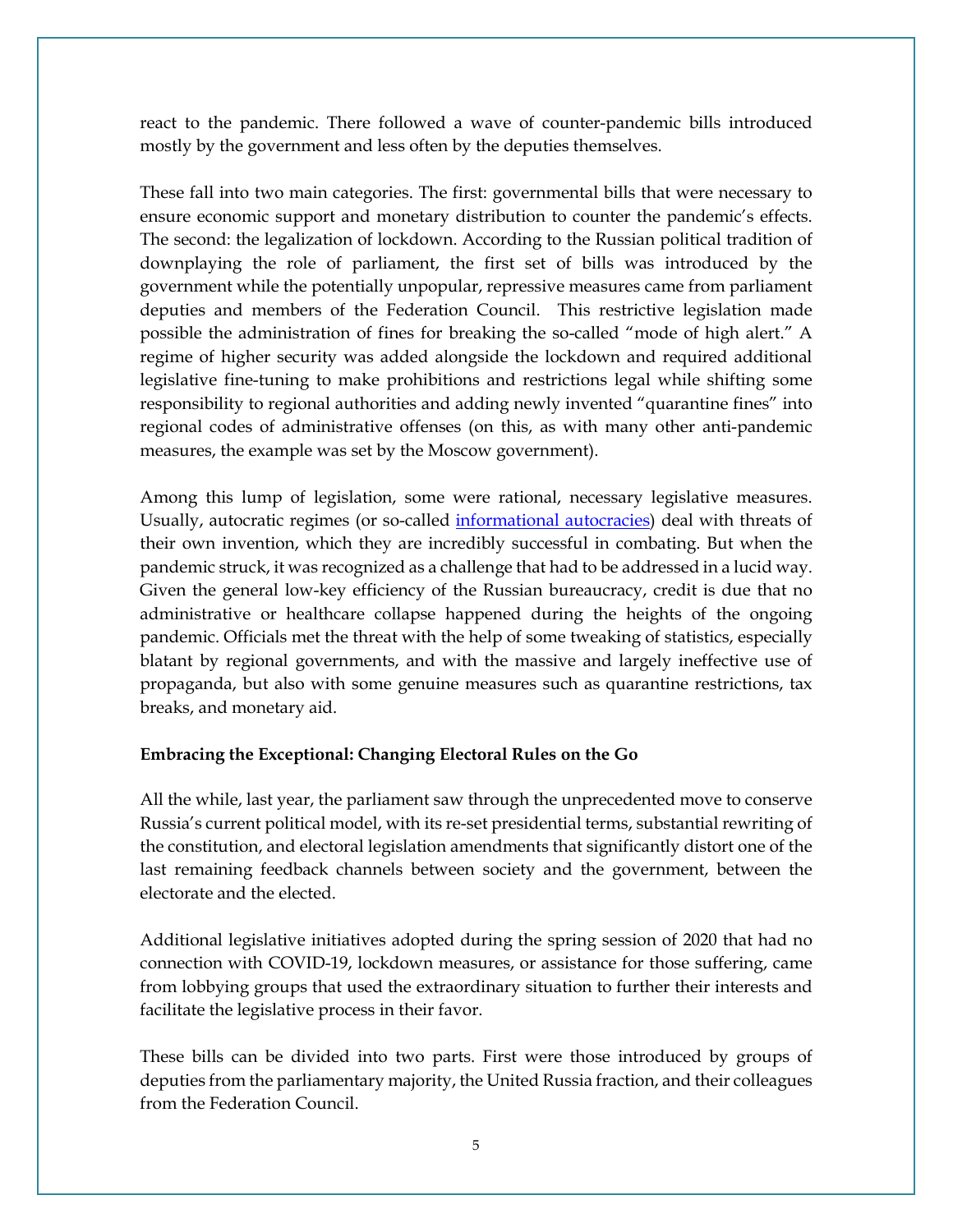react to the pandemic. There followed a wave of counter-pandemic bills introduced mostly by the government and less often by the deputies themselves.

These fall into two main categories. The first: governmental bills that were necessary to ensure economic support and monetary distribution to counter the pandemic's effects. The second: the legalization of lockdown. According to the Russian political tradition of downplaying the role of parliament, the first set of bills was introduced by the government while the potentially unpopular, repressive measures came from parliament deputies and members of the Federation Council. This restrictive legislation made possible the administration of fines for breaking the so-called "mode of high alert." A regime of higher security was added alongside the lockdown and required additional legislative fine-tuning to make prohibitions and restrictions legal while shifting some responsibility to regional authorities and adding newly invented "quarantine fines" into regional codes of administrative offenses (on this, as with many other anti-pandemic measures, the example was set by the Moscow government).

Among this lump of legislation, some were rational, necessary legislative measures. Usually, autocratic regimes (or so-called informational autocracies) deal with threats of their own invention, which they are incredibly successful in combating. But when the pandemic struck, it was recognized as a challenge that had to be addressed in a lucid way. Given the general low-key efficiency of the Russian bureaucracy, credit is due that no administrative or healthcare collapse happened during the heights of the ongoing pandemic. Officials met the threat with the help of some tweaking of statistics, especially blatant by regional governments, and with the massive and largely ineffective use of propaganda, but also with some genuine measures such as quarantine restrictions, tax breaks, and monetary aid.

**Embracing the Exceptional: Changing Electoral Rules on the Go**

All the while, last year, the parliament saw through the unprecedented move to conserve Russia's current political model, with its re-set presidential terms, substantial rewriting of the constitution, and electoral legislation amendments that significantly distort one of the last remaining feedback channels between society and the government, between the electorate and the elected.

Additional legislative initiatives adopted during the spring session of 2020 that had no connection with COVID-19, lockdown measures, or assistance for those suffering, came from lobbying groups that used the extraordinary situation to further their interests and facilitate the legislative process in their favor.

These bills can be divided into two parts. First were those introduced by groups of deputies from the parliamentary majority, the United Russia fraction, and their colleagues from the Federation Council.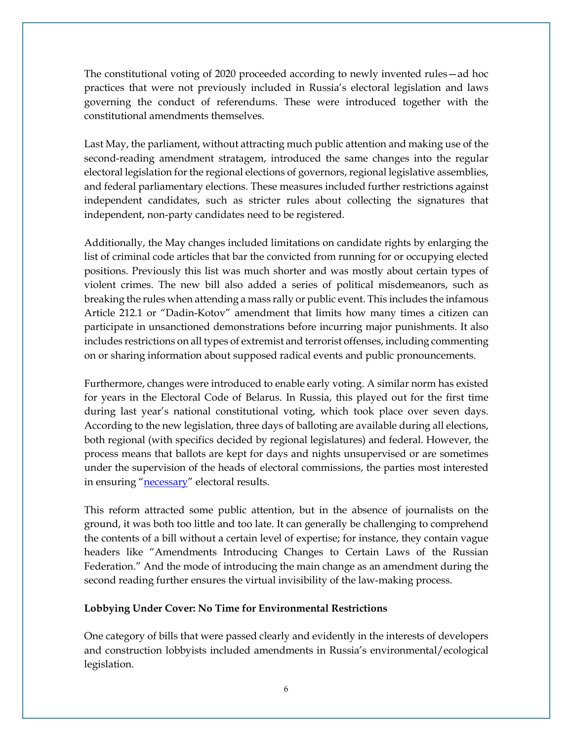The constitutional voting of 2020 proceeded according to newly invented rules—ad hoc practices that were not previously included in Russia's electoral legislation and laws governing the conduct of referendums. These were introduced together with the constitutional amendments themselves.

Last May, the parliament, without attracting much public attention and making use of the second-reading amendment stratagem, introduced the same changes into the regular electoral legislation for the regional elections of governors, regional legislative assemblies, and federal parliamentary elections. These measures included further restrictions against independent candidates, such as stricter rules about collecting the signatures that independent, non-party candidates need to be registered.

Additionally, the May changes included limitations on candidate rights by enlarging the list of criminal code articles that bar the convicted from running for or occupying elected positions. Previously this list was much shorter and was mostly about certain types of violent crimes. The new bill also added a series of political misdemeanors, such as breaking the rules when attending a mass rally or public event. This includes the infamous Article 212.1 or "Dadin-Kotov" amendment that limits how many times a citizen can participate in unsanctioned demonstrations before incurring major punishments. It also includes restrictions on all types of extremist and terrorist offenses, including commenting on or sharing information about supposed radical events and public pronouncements.

Furthermore, changes were introduced to enable early voting. A similar norm has existed for years in the Electoral Code of Belarus. In Russia, this played out for the first time during last year's national constitutional voting, which took place over seven days. According to the new legislation, three days of balloting are available during all elections, both regional (with specifics decided by regional legislatures) and federal. However, the process means that ballots are kept for days and nights unsupervised or are sometimes under the supervision of the heads of electoral commissions, the parties most interested in ensuring "necessary" electoral results.

This reform attracted some public attention, but in the absence of journalists on the ground, it was both too little and too late. It can generally be challenging to comprehend the contents of a bill without a certain level of expertise; for instance, they contain vague headers like "Amendments Introducing Changes to Certain Laws of the Russian Federation." And the mode of introducing the main change as an amendment during the second reading further ensures the virtual invisibility of the law-making process.

**Lobbying Under Cover: No Time for Environmental Restrictions**

One category of bills that were passed clearly and evidently in the interests of developers and construction lobbyists included amendments in Russia's environmental/ecological legislation.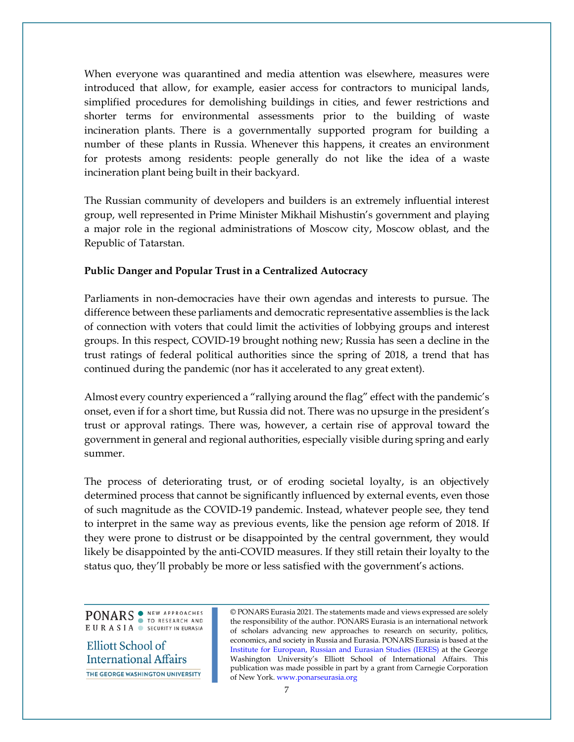When everyone was quarantined and media attention was elsewhere, measures were introduced that allow, for example, easier access for contractors to municipal lands, simplified procedures for demolishing buildings in cities, and fewer restrictions and shorter terms for environmental assessments prior to the building of waste incineration plants. There is a governmentally supported program for building a number of these plants in Russia. Whenever this happens, it creates an environment for protests among residents: people generally do not like the idea of a waste incineration plant being built in their backyard.

The Russian community of developers and builders is an extremely influential interest group, well represented in Prime Minister Mikhail Mishustin's government and playing a major role in the regional administrations of Moscow city, Moscow oblast, and the Republic of Tatarstan.

**Public Danger and Popular Trust in a Centralized Autocracy**

Parliaments in non-democracies have their own agendas and interests to pursue. The difference between these parliaments and democratic representative assemblies is the lack of connection with voters that could limit the activities of lobbying groups and interest groups. In this respect, COVID-19 brought nothing new; Russia has seen a decline in the trust ratings of federal political authorities since the spring of 2018, a trend that has continued during the pandemic (nor has it accelerated to any great extent).

Almost every country experienced a "rallying around the flag" effect with the pandemic's onset, even if for a short time, but Russia did not. There was no upsurge in the president's trust or approval ratings. There was, however, a certain rise of approval toward the government in general and regional authorities, especially visible during spring and early summer.

The process of deteriorating trust, or of eroding societal loyalty, is an objectively determined process that cannot be significantly influenced by external events, even those of such magnitude as the COVID-19 pandemic. Instead, whatever people see, they tend to interpret in the same way as previous events, like the pension age reform of 2018. If they were prone to distrust or be disappointed by the central government, they would likely be disappointed by the anti-COVID measures. If they still retain their loyalty to the status quo, they'll probably be more or less satisfied with the government's actions.

PONARS EURASIA — NEW APPROACHES TO RESEARCH AND SECURITY IN EURASIA

Elliott School of International Affairs — THE GEORGE WASHINGTON UNIVERSITY

© PONARS Eurasia 2021. The statements made and views expressed are solely the responsibility of the author. PONARS Eurasia is an international network of scholars advancing new approaches to research on security, politics, economics, and society in Russia and Eurasia. PONARS Eurasia is based at the Institute for European, Russian and Eurasian Studies (IERES) at the George Washington University's Elliott School of International Affairs. This publication was made possible in part by a grant from Carnegie Corporation of New York. www.ponarseurasia.org